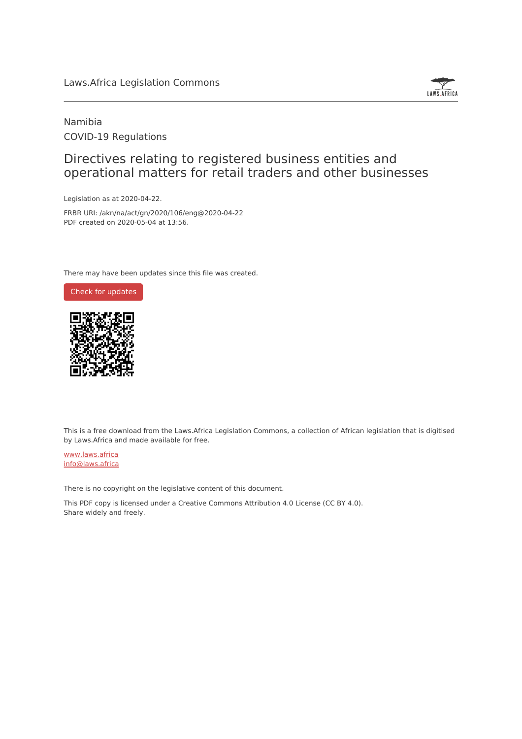Laws.Africa Legislation Commons

Namibia

COVID-19 Regulations

# Directives relating to registered business entities and operational matters for retail traders and other businesses

Legislation as at 2020-04-22.

FRBR URI: /akn/na/act/gn/2020/106/eng@2020-04-22

PDF created on 2020-05-04 at 13:56.

There may have been updates since this file was created.

Check for updates

This is a free download from the Laws.Africa Legislation Commons, a collection of African legislation that is digitised by Laws.Africa and made available for free.

www.laws.africa

info@laws.africa

There is no copyright on the legislative content of this document.

This PDF copy is licensed under a Creative Commons Attribution 4.0 License (CC BY 4.0).
Share widely and freely.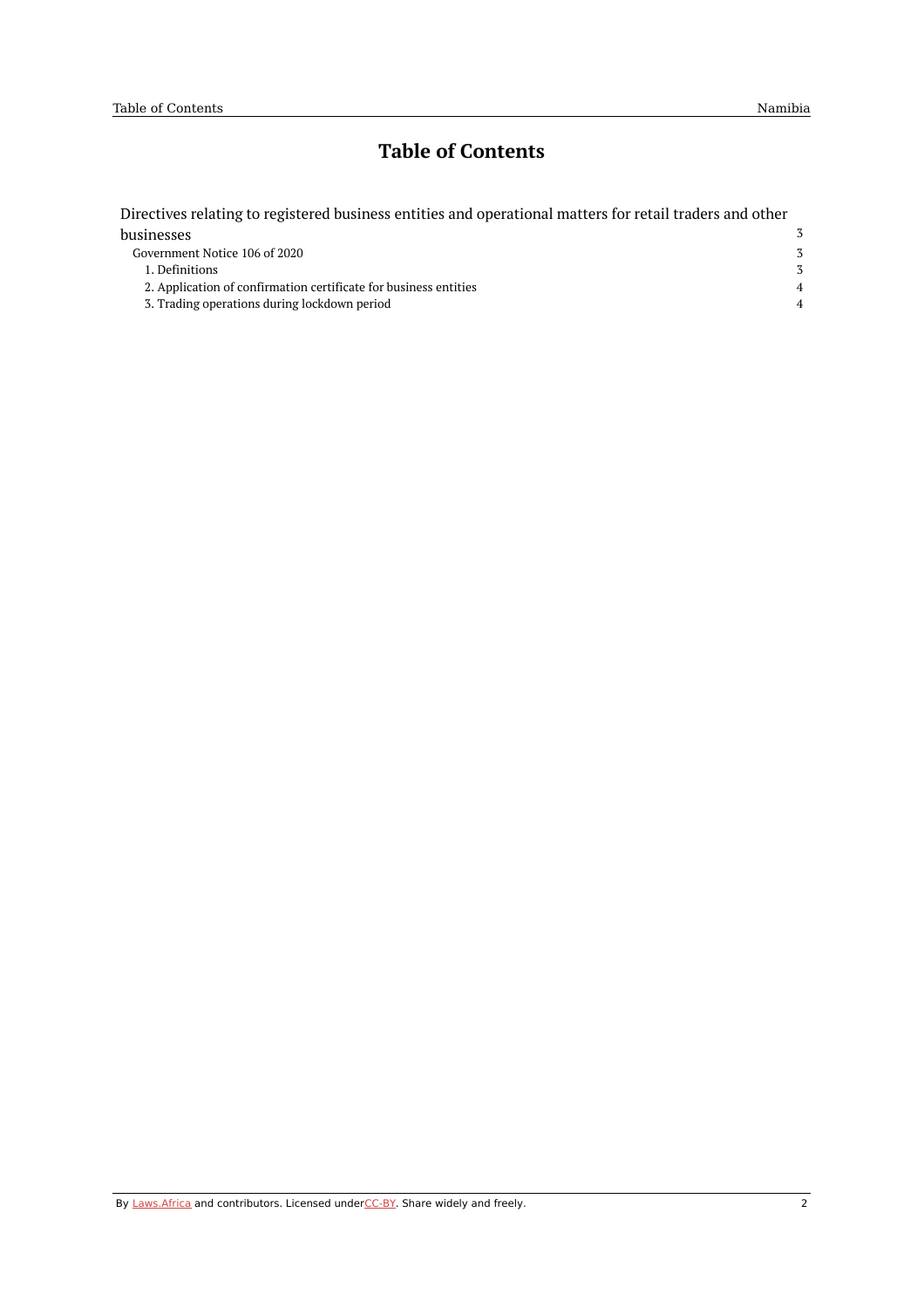# Table of Contents

- Directives relating to registered business entities and operational matters for retail traders and other businesses — 3
  - Government Notice 106 of 2020 — 3
    - 1. Definitions — 3
    - 2. Application of confirmation certificate for business entities — 4
    - 3. Trading operations during lockdown period — 4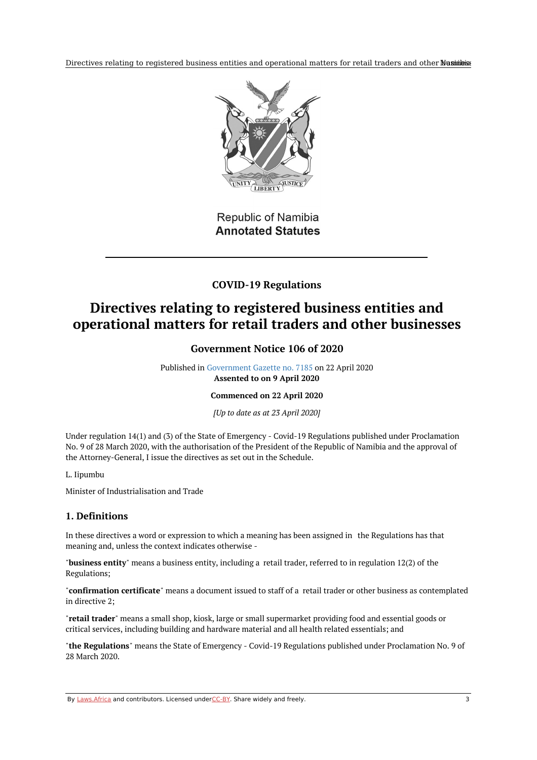Republic of Namibia
**Annotated Statutes**

## COVID-19 Regulations

# Directives relating to registered business entities and operational matters for retail traders and other businesses

### Government Notice 106 of 2020

Published in Government Gazette no. 7185 on 22 April 2020
**Assented to on 9 April 2020**

**Commenced on 22 April 2020**

*[Up to date as at 23 April 2020]*

Under regulation 14(1) and (3) of the State of Emergency - Covid-19 Regulations published under Proclamation No. 9 of 28 March 2020, with the authorisation of the President of the Republic of Namibia and the approval of the Attorney-General, I issue the directives as set out in the Schedule.

L. Iipumbu

Minister of Industrialisation and Trade

### 1. Definitions

In these directives a word or expression to which a meaning has been assigned in the Regulations has that meaning and, unless the context indicates otherwise -

"**business entity**" means a business entity, including a retail trader, referred to in regulation 12(2) of the Regulations;

"**confirmation certificate**" means a document issued to staff of a retail trader or other business as contemplated in directive 2;

"**retail trader**" means a small shop, kiosk, large or small supermarket providing food and essential goods or critical services, including building and hardware material and all health related essentials; and

"**the Regulations**" means the State of Emergency - Covid-19 Regulations published under Proclamation No. 9 of 28 March 2020.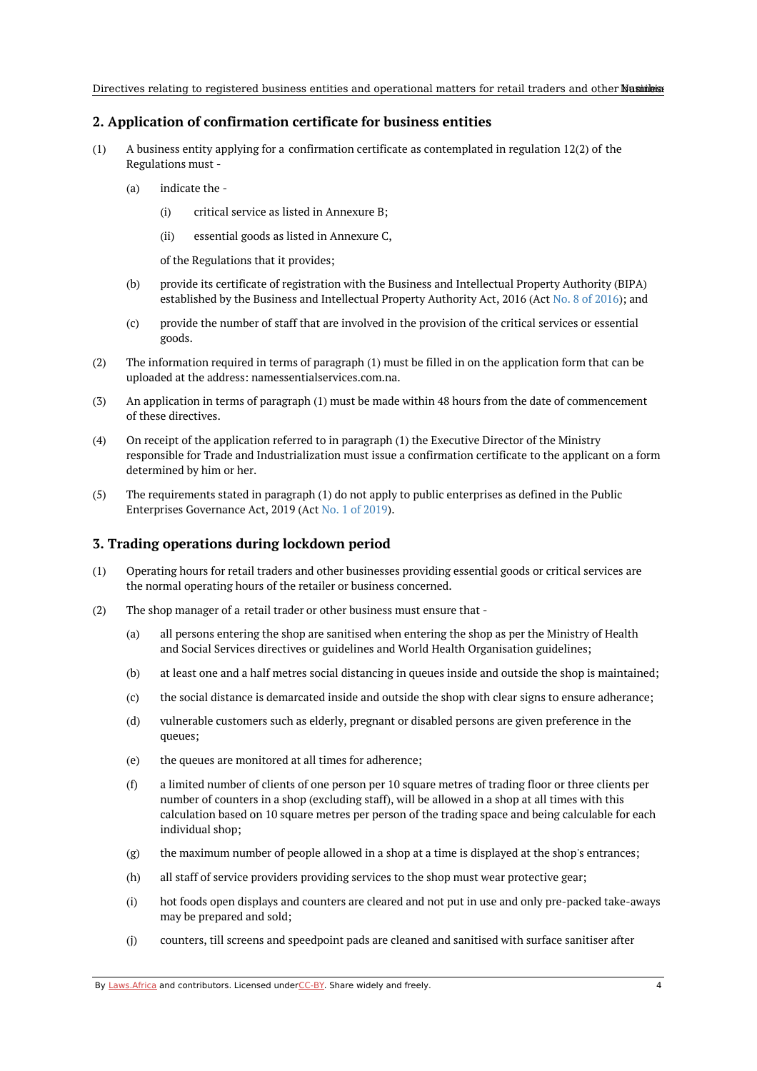## 2. Application of confirmation certificate for business entities

(1) A business entity applying for a confirmation certificate as contemplated in regulation 12(2) of the Regulations must -

(a) indicate the -

(i) critical service as listed in Annexure B;

(ii) essential goods as listed in Annexure C,

of the Regulations that it provides;

(b) provide its certificate of registration with the Business and Intellectual Property Authority (BIPA) established by the Business and Intellectual Property Authority Act, 2016 (Act No. 8 of 2016); and

(c) provide the number of staff that are involved in the provision of the critical services or essential goods.

(2) The information required in terms of paragraph (1) must be filled in on the application form that can be uploaded at the address: namessentialservices.com.na.

(3) An application in terms of paragraph (1) must be made within 48 hours from the date of commencement of these directives.

(4) On receipt of the application referred to in paragraph (1) the Executive Director of the Ministry responsible for Trade and Industrialization must issue a confirmation certificate to the applicant on a form determined by him or her.

(5) The requirements stated in paragraph (1) do not apply to public enterprises as defined in the Public Enterprises Governance Act, 2019 (Act No. 1 of 2019).

## 3. Trading operations during lockdown period

(1) Operating hours for retail traders and other businesses providing essential goods or critical services are the normal operating hours of the retailer or business concerned.

(2) The shop manager of a retail trader or other business must ensure that -

(a) all persons entering the shop are sanitised when entering the shop as per the Ministry of Health and Social Services directives or guidelines and World Health Organisation guidelines;

(b) at least one and a half metres social distancing in queues inside and outside the shop is maintained;

(c) the social distance is demarcated inside and outside the shop with clear signs to ensure adherance;

(d) vulnerable customers such as elderly, pregnant or disabled persons are given preference in the queues;

(e) the queues are monitored at all times for adherence;

(f) a limited number of clients of one person per 10 square metres of trading floor or three clients per number of counters in a shop (excluding staff), will be allowed in a shop at all times with this calculation based on 10 square metres per person of the trading space and being calculable for each individual shop;

(g) the maximum number of people allowed in a shop at a time is displayed at the shop's entrances;

(h) all staff of service providers providing services to the shop must wear protective gear;

(i) hot foods open displays and counters are cleared and not put in use and only pre-packed take-aways may be prepared and sold;

(j) counters, till screens and speedpoint pads are cleaned and sanitised with surface sanitiser after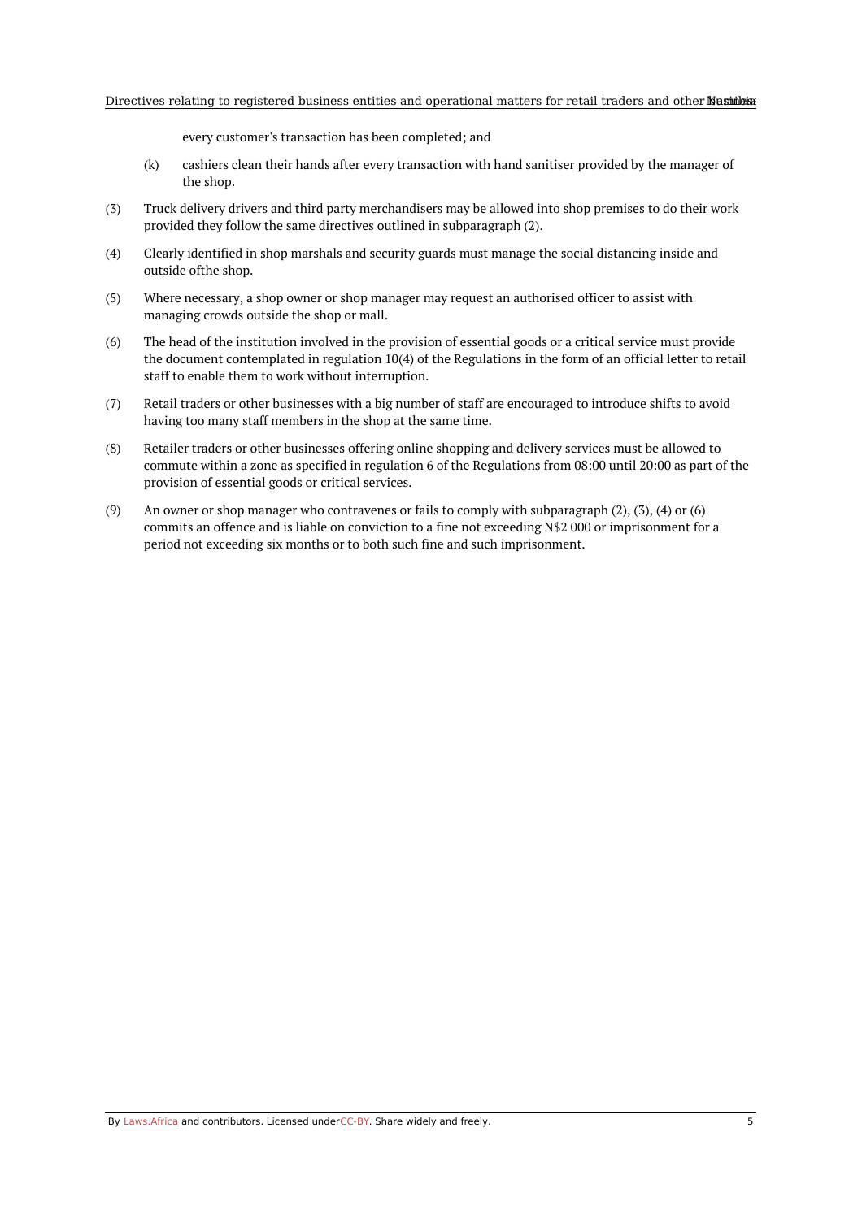every customer's transaction has been completed; and

(k) cashiers clean their hands after every transaction with hand sanitiser provided by the manager of the shop.

(3) Truck delivery drivers and third party merchandisers may be allowed into shop premises to do their work provided they follow the same directives outlined in subparagraph (2).

(4) Clearly identified in shop marshals and security guards must manage the social distancing inside and outside ofthe shop.

(5) Where necessary, a shop owner or shop manager may request an authorised officer to assist with managing crowds outside the shop or mall.

(6) The head of the institution involved in the provision of essential goods or a critical service must provide the document contemplated in regulation 10(4) of the Regulations in the form of an official letter to retail staff to enable them to work without interruption.

(7) Retail traders or other businesses with a big number of staff are encouraged to introduce shifts to avoid having too many staff members in the shop at the same time.

(8) Retailer traders or other businesses offering online shopping and delivery services must be allowed to commute within a zone as specified in regulation 6 of the Regulations from 08:00 until 20:00 as part of the provision of essential goods or critical services.

(9) An owner or shop manager who contravenes or fails to comply with subparagraph (2), (3), (4) or (6) commits an offence and is liable on conviction to a fine not exceeding N$2 000 or imprisonment for a period not exceeding six months or to both such fine and such imprisonment.